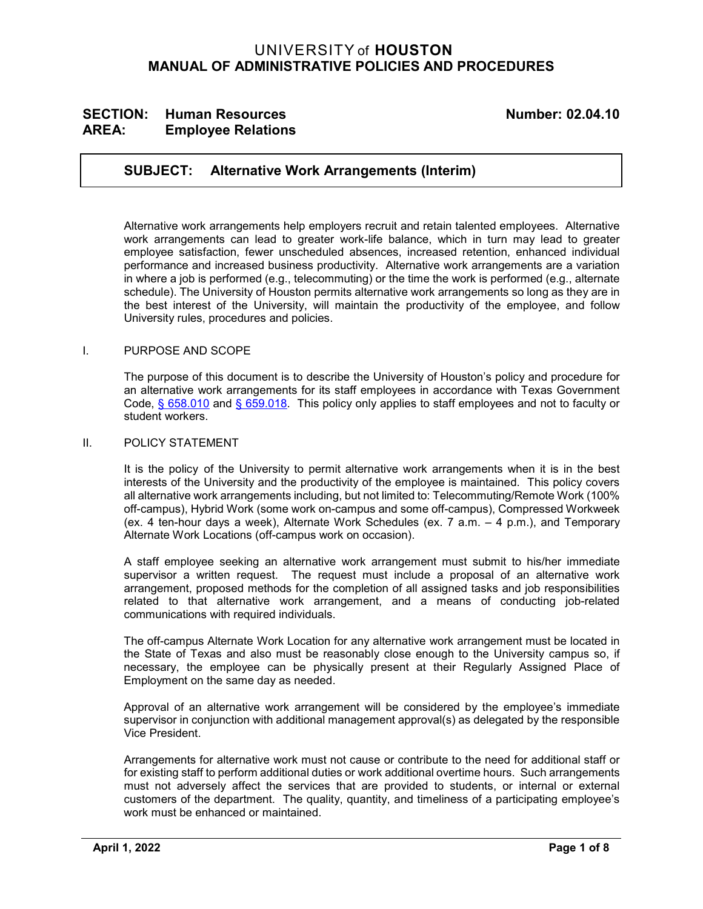# UNIVERSITY of HOUSTON
## MANUAL OF ADMINISTRATIVE POLICIES AND PROCEDURES

**SECTION: Human Resources** **Number: 02.04.10**
**AREA: Employee Relations**

### SUBJECT: Alternative Work Arrangements (Interim)

Alternative work arrangements help employers recruit and retain talented employees. Alternative work arrangements can lead to greater work-life balance, which in turn may lead to greater employee satisfaction, fewer unscheduled absences, increased retention, enhanced individual performance and increased business productivity. Alternative work arrangements are a variation in where a job is performed (e.g., telecommuting) or the time the work is performed (e.g., alternate schedule). The University of Houston permits alternative work arrangements so long as they are in the best interest of the University, will maintain the productivity of the employee, and follow University rules, procedures and policies.

I. PURPOSE AND SCOPE

The purpose of this document is to describe the University of Houston's policy and procedure for an alternative work arrangements for its staff employees in accordance with Texas Government Code, § 658.010 and § 659.018. This policy only applies to staff employees and not to faculty or student workers.

II. POLICY STATEMENT

It is the policy of the University to permit alternative work arrangements when it is in the best interests of the University and the productivity of the employee is maintained. This policy covers all alternative work arrangements including, but not limited to: Telecommuting/Remote Work (100% off-campus), Hybrid Work (some work on-campus and some off-campus), Compressed Workweek (ex. 4 ten-hour days a week), Alternate Work Schedules (ex. 7 a.m. – 4 p.m.), and Temporary Alternate Work Locations (off-campus work on occasion).

A staff employee seeking an alternative work arrangement must submit to his/her immediate supervisor a written request. The request must include a proposal of an alternative work arrangement, proposed methods for the completion of all assigned tasks and job responsibilities related to that alternative work arrangement, and a means of conducting job-related communications with required individuals.

The off-campus Alternate Work Location for any alternative work arrangement must be located in the State of Texas and also must be reasonably close enough to the University campus so, if necessary, the employee can be physically present at their Regularly Assigned Place of Employment on the same day as needed.

Approval of an alternative work arrangement will be considered by the employee's immediate supervisor in conjunction with additional management approval(s) as delegated by the responsible Vice President.

Arrangements for alternative work must not cause or contribute to the need for additional staff or for existing staff to perform additional duties or work additional overtime hours. Such arrangements must not adversely affect the services that are provided to students, or internal or external customers of the department. The quality, quantity, and timeliness of a participating employee's work must be enhanced or maintained.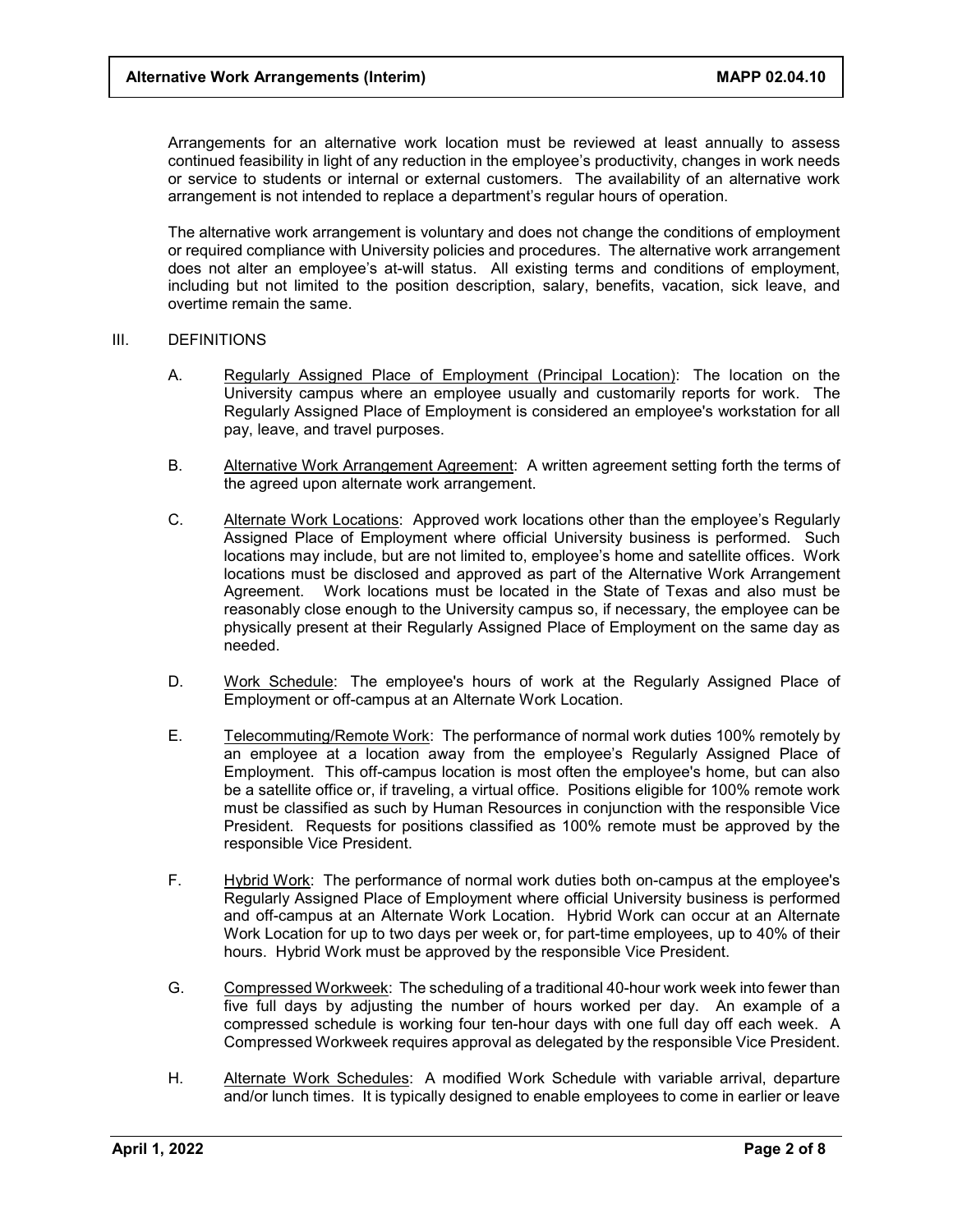Arrangements for an alternative work location must be reviewed at least annually to assess continued feasibility in light of any reduction in the employee's productivity, changes in work needs or service to students or internal or external customers. The availability of an alternative work arrangement is not intended to replace a department's regular hours of operation.

The alternative work arrangement is voluntary and does not change the conditions of employment or required compliance with University policies and procedures. The alternative work arrangement does not alter an employee's at-will status. All existing terms and conditions of employment, including but not limited to the position description, salary, benefits, vacation, sick leave, and overtime remain the same.

## III. DEFINITIONS

A. Regularly Assigned Place of Employment (Principal Location): The location on the University campus where an employee usually and customarily reports for work. The Regularly Assigned Place of Employment is considered an employee's workstation for all pay, leave, and travel purposes.

B. Alternative Work Arrangement Agreement: A written agreement setting forth the terms of the agreed upon alternate work arrangement.

C. Alternate Work Locations: Approved work locations other than the employee's Regularly Assigned Place of Employment where official University business is performed. Such locations may include, but are not limited to, employee's home and satellite offices. Work locations must be disclosed and approved as part of the Alternative Work Arrangement Agreement. Work locations must be located in the State of Texas and also must be reasonably close enough to the University campus so, if necessary, the employee can be physically present at their Regularly Assigned Place of Employment on the same day as needed.

D. Work Schedule: The employee's hours of work at the Regularly Assigned Place of Employment or off-campus at an Alternate Work Location.

E. Telecommuting/Remote Work: The performance of normal work duties 100% remotely by an employee at a location away from the employee's Regularly Assigned Place of Employment. This off-campus location is most often the employee's home, but can also be a satellite office or, if traveling, a virtual office. Positions eligible for 100% remote work must be classified as such by Human Resources in conjunction with the responsible Vice President. Requests for positions classified as 100% remote must be approved by the responsible Vice President.

F. Hybrid Work: The performance of normal work duties both on-campus at the employee's Regularly Assigned Place of Employment where official University business is performed and off-campus at an Alternate Work Location. Hybrid Work can occur at an Alternate Work Location for up to two days per week or, for part-time employees, up to 40% of their hours. Hybrid Work must be approved by the responsible Vice President.

G. Compressed Workweek: The scheduling of a traditional 40-hour work week into fewer than five full days by adjusting the number of hours worked per day. An example of a compressed schedule is working four ten-hour days with one full day off each week. A Compressed Workweek requires approval as delegated by the responsible Vice President.

H. Alternate Work Schedules: A modified Work Schedule with variable arrival, departure and/or lunch times. It is typically designed to enable employees to come in earlier or leave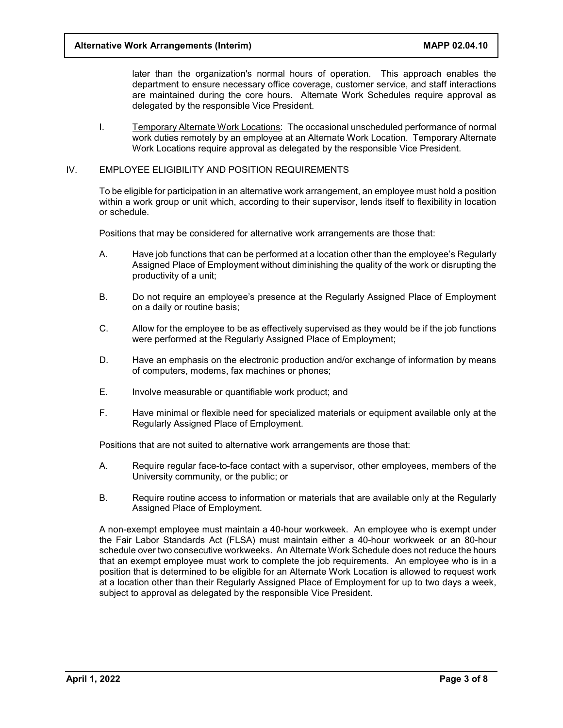later than the organization's normal hours of operation. This approach enables the department to ensure necessary office coverage, customer service, and staff interactions are maintained during the core hours. Alternate Work Schedules require approval as delegated by the responsible Vice President.

I. Temporary Alternate Work Locations: The occasional unscheduled performance of normal work duties remotely by an employee at an Alternate Work Location. Temporary Alternate Work Locations require approval as delegated by the responsible Vice President.

## IV. EMPLOYEE ELIGIBILITY AND POSITION REQUIREMENTS

To be eligible for participation in an alternative work arrangement, an employee must hold a position within a work group or unit which, according to their supervisor, lends itself to flexibility in location or schedule.

Positions that may be considered for alternative work arrangements are those that:

A. Have job functions that can be performed at a location other than the employee's Regularly Assigned Place of Employment without diminishing the quality of the work or disrupting the productivity of a unit;

B. Do not require an employee's presence at the Regularly Assigned Place of Employment on a daily or routine basis;

C. Allow for the employee to be as effectively supervised as they would be if the job functions were performed at the Regularly Assigned Place of Employment;

D. Have an emphasis on the electronic production and/or exchange of information by means of computers, modems, fax machines or phones;

E. Involve measurable or quantifiable work product; and

F. Have minimal or flexible need for specialized materials or equipment available only at the Regularly Assigned Place of Employment.

Positions that are not suited to alternative work arrangements are those that:

A. Require regular face-to-face contact with a supervisor, other employees, members of the University community, or the public; or

B. Require routine access to information or materials that are available only at the Regularly Assigned Place of Employment.

A non-exempt employee must maintain a 40-hour workweek. An employee who is exempt under the Fair Labor Standards Act (FLSA) must maintain either a 40-hour workweek or an 80-hour schedule over two consecutive workweeks. An Alternate Work Schedule does not reduce the hours that an exempt employee must work to complete the job requirements. An employee who is in a position that is determined to be eligible for an Alternate Work Location is allowed to request work at a location other than their Regularly Assigned Place of Employment for up to two days a week, subject to approval as delegated by the responsible Vice President.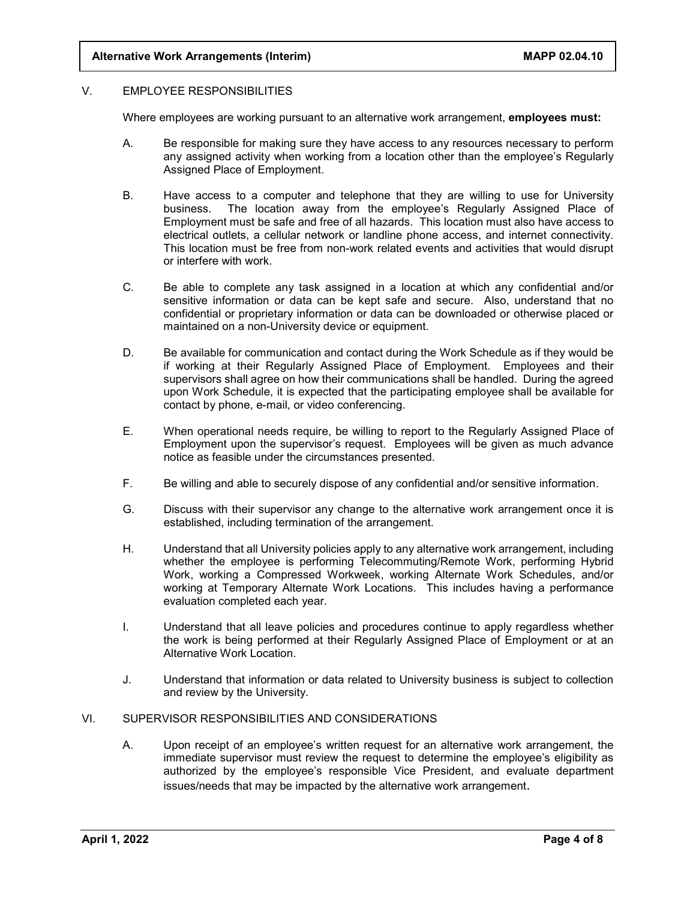## V. EMPLOYEE RESPONSIBILITIES

Where employees are working pursuant to an alternative work arrangement, **employees must:**

A. Be responsible for making sure they have access to any resources necessary to perform any assigned activity when working from a location other than the employee's Regularly Assigned Place of Employment.

B. Have access to a computer and telephone that they are willing to use for University business. The location away from the employee's Regularly Assigned Place of Employment must be safe and free of all hazards. This location must also have access to electrical outlets, a cellular network or landline phone access, and internet connectivity. This location must be free from non-work related events and activities that would disrupt or interfere with work.

C. Be able to complete any task assigned in a location at which any confidential and/or sensitive information or data can be kept safe and secure. Also, understand that no confidential or proprietary information or data can be downloaded or otherwise placed or maintained on a non-University device or equipment.

D. Be available for communication and contact during the Work Schedule as if they would be if working at their Regularly Assigned Place of Employment. Employees and their supervisors shall agree on how their communications shall be handled. During the agreed upon Work Schedule, it is expected that the participating employee shall be available for contact by phone, e-mail, or video conferencing.

E. When operational needs require, be willing to report to the Regularly Assigned Place of Employment upon the supervisor's request. Employees will be given as much advance notice as feasible under the circumstances presented.

F. Be willing and able to securely dispose of any confidential and/or sensitive information.

G. Discuss with their supervisor any change to the alternative work arrangement once it is established, including termination of the arrangement.

H. Understand that all University policies apply to any alternative work arrangement, including whether the employee is performing Telecommuting/Remote Work, performing Hybrid Work, working a Compressed Workweek, working Alternate Work Schedules, and/or working at Temporary Alternate Work Locations. This includes having a performance evaluation completed each year.

I. Understand that all leave policies and procedures continue to apply regardless whether the work is being performed at their Regularly Assigned Place of Employment or at an Alternative Work Location.

J. Understand that information or data related to University business is subject to collection and review by the University.

## VI. SUPERVISOR RESPONSIBILITIES AND CONSIDERATIONS

A. Upon receipt of an employee's written request for an alternative work arrangement, the immediate supervisor must review the request to determine the employee's eligibility as authorized by the employee's responsible Vice President, and evaluate department issues/needs that may be impacted by the alternative work arrangement.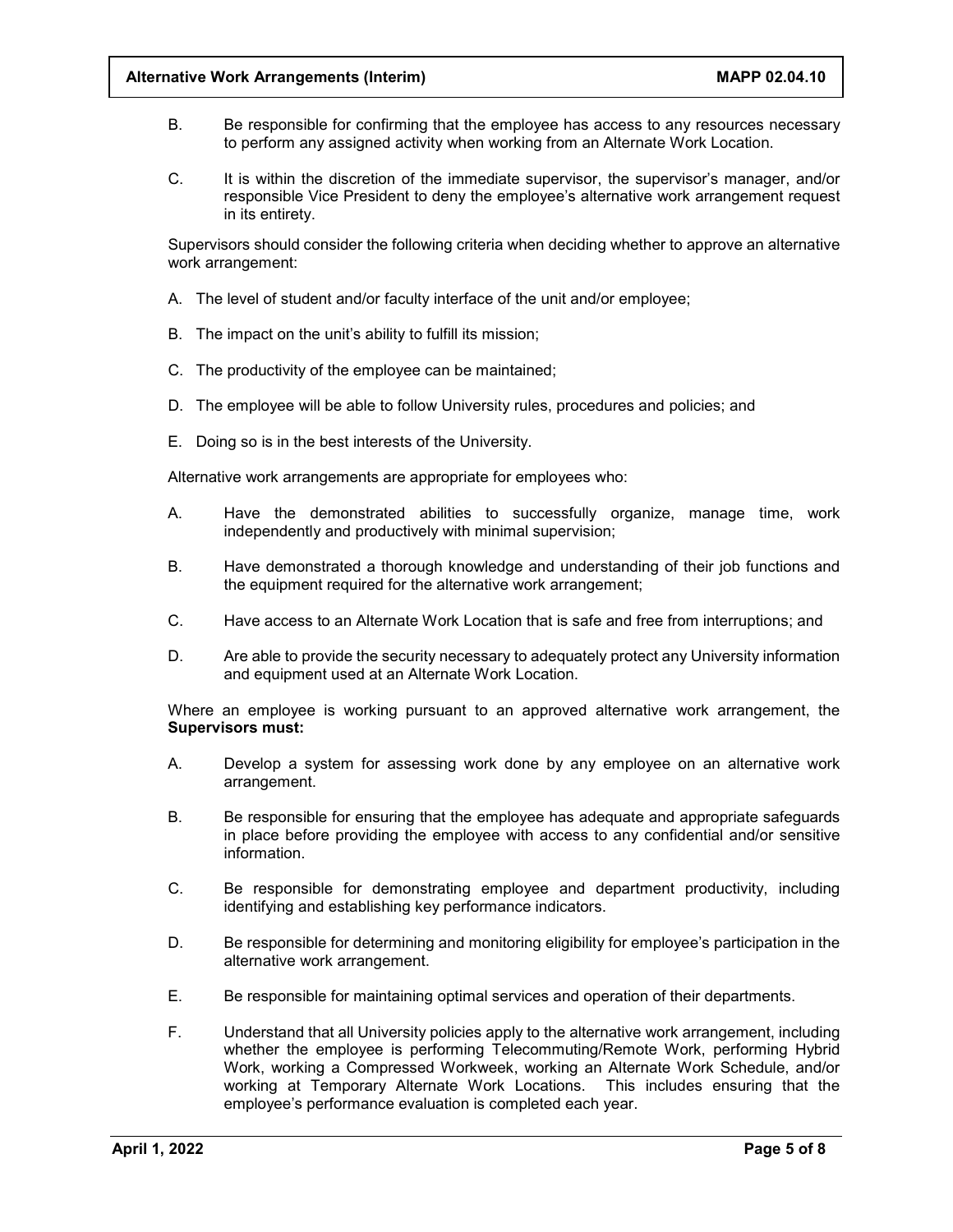B. Be responsible for confirming that the employee has access to any resources necessary to perform any assigned activity when working from an Alternate Work Location.

C. It is within the discretion of the immediate supervisor, the supervisor's manager, and/or responsible Vice President to deny the employee's alternative work arrangement request in its entirety.

Supervisors should consider the following criteria when deciding whether to approve an alternative work arrangement:

A. The level of student and/or faculty interface of the unit and/or employee;

B. The impact on the unit's ability to fulfill its mission;

C. The productivity of the employee can be maintained;

D. The employee will be able to follow University rules, procedures and policies; and

E. Doing so is in the best interests of the University.

Alternative work arrangements are appropriate for employees who:

A. Have the demonstrated abilities to successfully organize, manage time, work independently and productively with minimal supervision;

B. Have demonstrated a thorough knowledge and understanding of their job functions and the equipment required for the alternative work arrangement;

C. Have access to an Alternate Work Location that is safe and free from interruptions; and

D. Are able to provide the security necessary to adequately protect any University information and equipment used at an Alternate Work Location.

Where an employee is working pursuant to an approved alternative work arrangement, the **Supervisors must:**

A. Develop a system for assessing work done by any employee on an alternative work arrangement.

B. Be responsible for ensuring that the employee has adequate and appropriate safeguards in place before providing the employee with access to any confidential and/or sensitive information.

C. Be responsible for demonstrating employee and department productivity, including identifying and establishing key performance indicators.

D. Be responsible for determining and monitoring eligibility for employee's participation in the alternative work arrangement.

E. Be responsible for maintaining optimal services and operation of their departments.

F. Understand that all University policies apply to the alternative work arrangement, including whether the employee is performing Telecommuting/Remote Work, performing Hybrid Work, working a Compressed Workweek, working an Alternate Work Schedule, and/or working at Temporary Alternate Work Locations. This includes ensuring that the employee's performance evaluation is completed each year.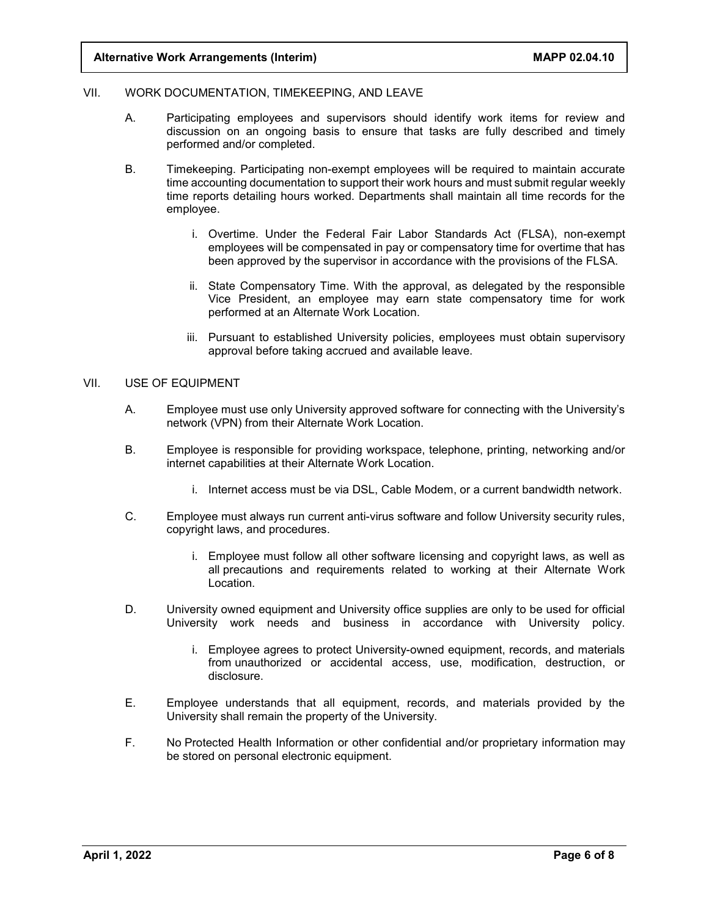## VII. WORK DOCUMENTATION, TIMEKEEPING, AND LEAVE

A. Participating employees and supervisors should identify work items for review and discussion on an ongoing basis to ensure that tasks are fully described and timely performed and/or completed.

B. Timekeeping. Participating non-exempt employees will be required to maintain accurate time accounting documentation to support their work hours and must submit regular weekly time reports detailing hours worked. Departments shall maintain all time records for the employee.

   i. Overtime. Under the Federal Fair Labor Standards Act (FLSA), non-exempt employees will be compensated in pay or compensatory time for overtime that has been approved by the supervisor in accordance with the provisions of the FLSA.

   ii. State Compensatory Time. With the approval, as delegated by the responsible Vice President, an employee may earn state compensatory time for work performed at an Alternate Work Location.

   iii. Pursuant to established University policies, employees must obtain supervisory approval before taking accrued and available leave.

## VII. USE OF EQUIPMENT

A. Employee must use only University approved software for connecting with the University's network (VPN) from their Alternate Work Location.

B. Employee is responsible for providing workspace, telephone, printing, networking and/or internet capabilities at their Alternate Work Location.

   i. Internet access must be via DSL, Cable Modem, or a current bandwidth network.

C. Employee must always run current anti-virus software and follow University security rules, copyright laws, and procedures.

   i. Employee must follow all other software licensing and copyright laws, as well as all precautions and requirements related to working at their Alternate Work Location.

D. University owned equipment and University office supplies are only to be used for official University work needs and business in accordance with University policy.

   i. Employee agrees to protect University-owned equipment, records, and materials from unauthorized or accidental access, use, modification, destruction, or disclosure.

E. Employee understands that all equipment, records, and materials provided by the University shall remain the property of the University.

F. No Protected Health Information or other confidential and/or proprietary information may be stored on personal electronic equipment.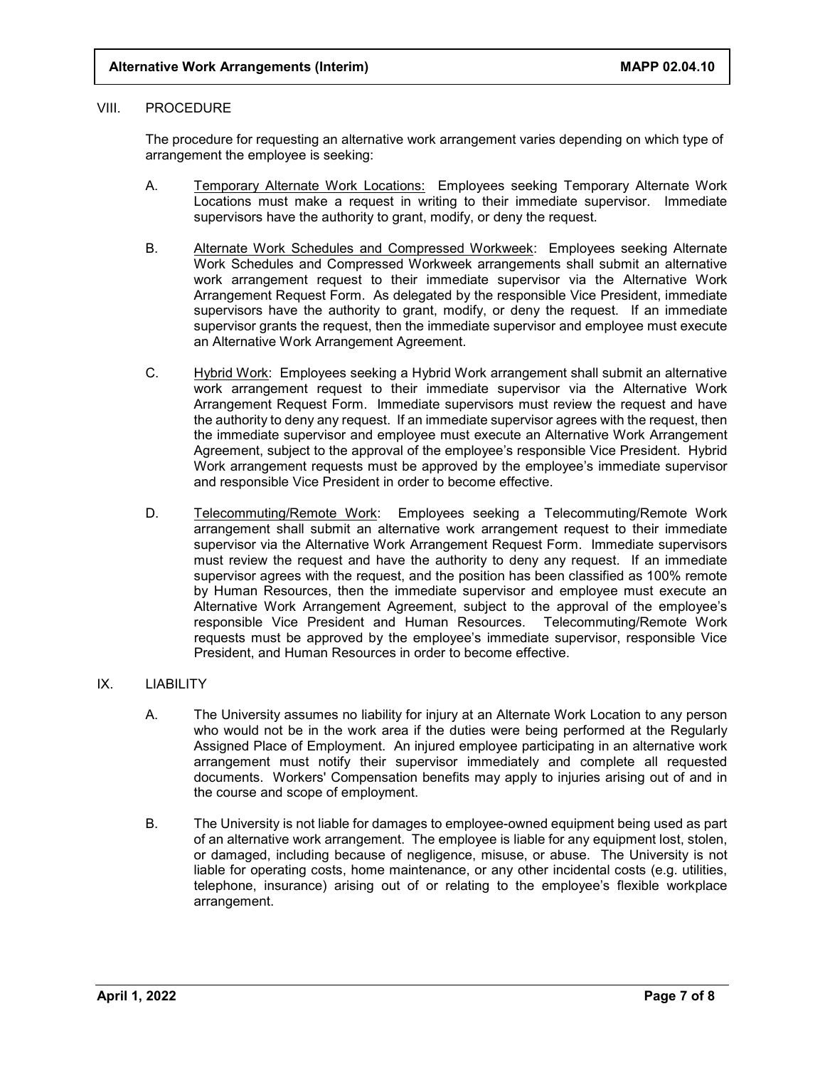## VIII. PROCEDURE

The procedure for requesting an alternative work arrangement varies depending on which type of arrangement the employee is seeking:

A. Temporary Alternate Work Locations: Employees seeking Temporary Alternate Work Locations must make a request in writing to their immediate supervisor. Immediate supervisors have the authority to grant, modify, or deny the request.

B. Alternate Work Schedules and Compressed Workweek: Employees seeking Alternate Work Schedules and Compressed Workweek arrangements shall submit an alternative work arrangement request to their immediate supervisor via the Alternative Work Arrangement Request Form. As delegated by the responsible Vice President, immediate supervisors have the authority to grant, modify, or deny the request. If an immediate supervisor grants the request, then the immediate supervisor and employee must execute an Alternative Work Arrangement Agreement.

C. Hybrid Work: Employees seeking a Hybrid Work arrangement shall submit an alternative work arrangement request to their immediate supervisor via the Alternative Work Arrangement Request Form. Immediate supervisors must review the request and have the authority to deny any request. If an immediate supervisor agrees with the request, then the immediate supervisor and employee must execute an Alternative Work Arrangement Agreement, subject to the approval of the employee's responsible Vice President. Hybrid Work arrangement requests must be approved by the employee's immediate supervisor and responsible Vice President in order to become effective.

D. Telecommuting/Remote Work: Employees seeking a Telecommuting/Remote Work arrangement shall submit an alternative work arrangement request to their immediate supervisor via the Alternative Work Arrangement Request Form. Immediate supervisors must review the request and have the authority to deny any request. If an immediate supervisor agrees with the request, and the position has been classified as 100% remote by Human Resources, then the immediate supervisor and employee must execute an Alternative Work Arrangement Agreement, subject to the approval of the employee's responsible Vice President and Human Resources. Telecommuting/Remote Work requests must be approved by the employee's immediate supervisor, responsible Vice President, and Human Resources in order to become effective.

## IX. LIABILITY

A. The University assumes no liability for injury at an Alternate Work Location to any person who would not be in the work area if the duties were being performed at the Regularly Assigned Place of Employment. An injured employee participating in an alternative work arrangement must notify their supervisor immediately and complete all requested documents. Workers' Compensation benefits may apply to injuries arising out of and in the course and scope of employment.

B. The University is not liable for damages to employee-owned equipment being used as part of an alternative work arrangement. The employee is liable for any equipment lost, stolen, or damaged, including because of negligence, misuse, or abuse. The University is not liable for operating costs, home maintenance, or any other incidental costs (e.g. utilities, telephone, insurance) arising out of or relating to the employee's flexible workplace arrangement.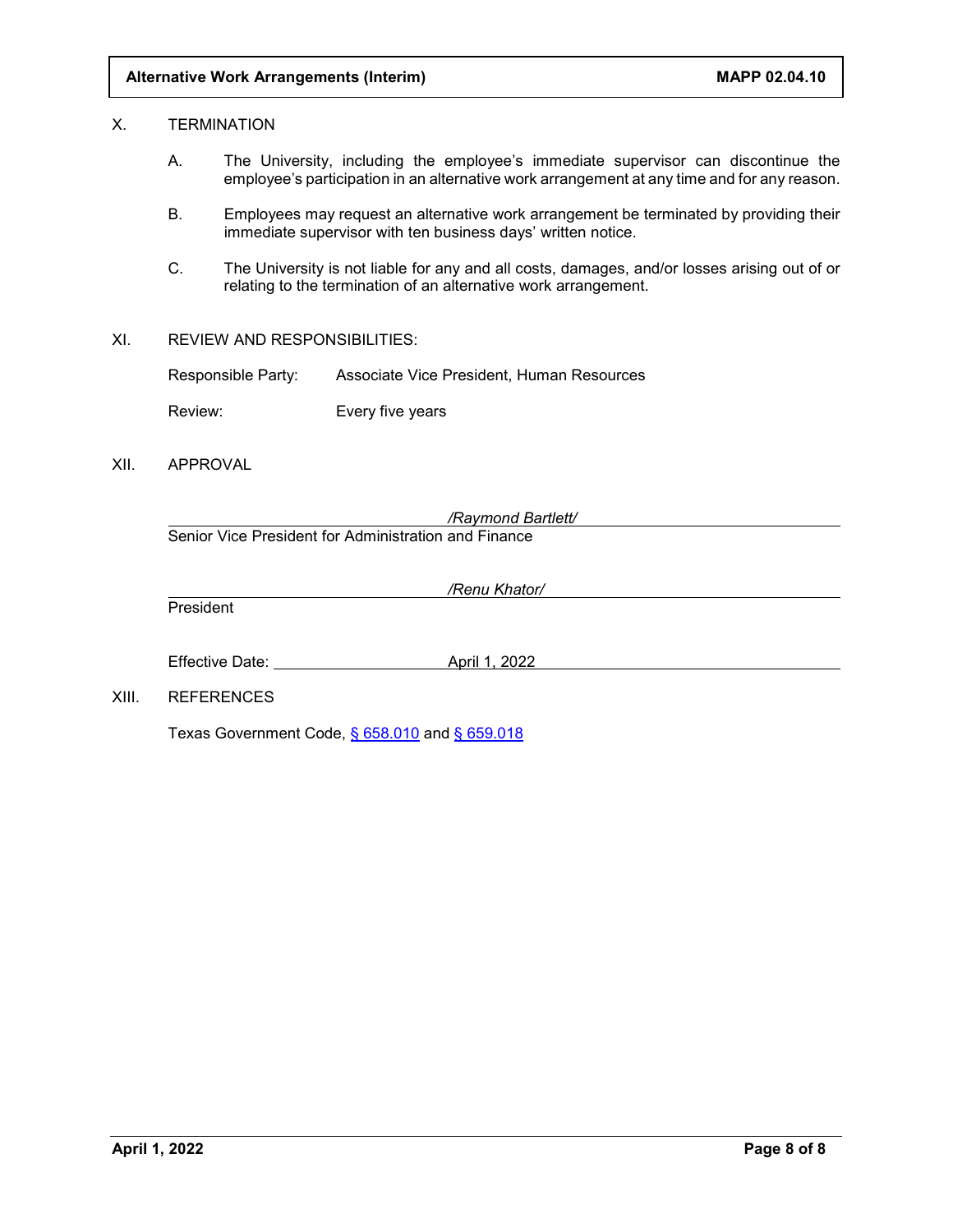X. TERMINATION

A. The University, including the employee's immediate supervisor can discontinue the employee's participation in an alternative work arrangement at any time and for any reason.

B. Employees may request an alternative work arrangement be terminated by providing their immediate supervisor with ten business days' written notice.

C. The University is not liable for any and all costs, damages, and/or losses arising out of or relating to the termination of an alternative work arrangement.

XI. REVIEW AND RESPONSIBILITIES:

Responsible Party: Associate Vice President, Human Resources

Review: Every five years

XII. APPROVAL

*/Raymond Bartlett/*
Senior Vice President for Administration and Finance

*/Renu Khator/*
President

Effective Date: April 1, 2022

XIII. REFERENCES

Texas Government Code, § 658.010 and § 659.018